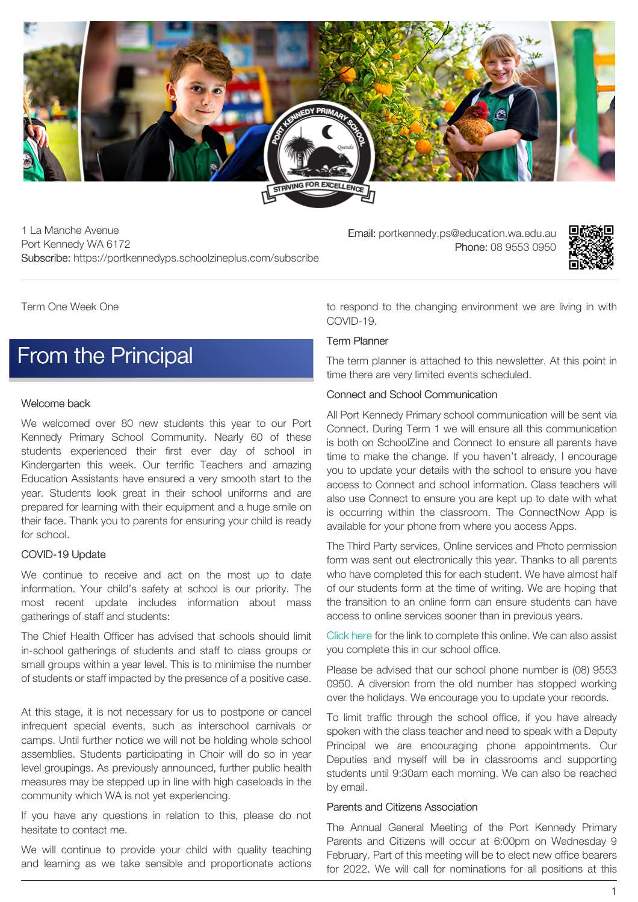1 La Manche Avenue
Port Kennedy WA 6172
Subscribe: https://portkennedyps.schoolzineplus.com/subscribe

Email: portkennedy.ps@education.wa.edu.au
Phone: 08 9553 0950

Term One Week One

# From the Principal

### Welcome back

We welcomed over 80 new students this year to our Port Kennedy Primary School Community. Nearly 60 of these students experienced their first ever day of school in Kindergarten this week. Our terrific Teachers and amazing Education Assistants have ensured a very smooth start to the year. Students look great in their school uniforms and are prepared for learning with their equipment and a huge smile on their face. Thank you to parents for ensuring your child is ready for school.

### COVID-19 Update

We continue to receive and act on the most up to date information. Your child's safety at school is our priority. The most recent update includes information about mass gatherings of staff and students:

The Chief Health Officer has advised that schools should limit in-school gatherings of students and staff to class groups or small groups within a year level. This is to minimise the number of students or staff impacted by the presence of a positive case.

At this stage, it is not necessary for us to postpone or cancel infrequent special events, such as interschool carnivals or camps. Until further notice we will not be holding whole school assemblies. Students participating in Choir will do so in year level groupings. As previously announced, further public health measures may be stepped up in line with high caseloads in the community which WA is not yet experiencing.

If you have any questions in relation to this, please do not hesitate to contact me.

We will continue to provide your child with quality teaching and learning as we take sensible and proportionate actions to respond to the changing environment we are living in with COVID-19.

### Term Planner

The term planner is attached to this newsletter. At this point in time there are very limited events scheduled.

### Connect and School Communication

All Port Kennedy Primary school communication will be sent via Connect. During Term 1 we will ensure all this communication is both on SchoolZine and Connect to ensure all parents have time to make the change. If you haven't already, I encourage you to update your details with the school to ensure you have access to Connect and school information. Class teachers will also use Connect to ensure you are kept up to date with what is occurring within the classroom. The ConnectNow App is available for your phone from where you access Apps.

The Third Party services, Online services and Photo permission form was sent out electronically this year. Thanks to all parents who have completed this for each student. We have almost half of our students form at the time of writing. We are hoping that the transition to an online form can ensure students can have access to online services sooner than in previous years.

Click here for the link to complete this online. We can also assist you complete this in our school office.

Please be advised that our school phone number is (08) 9553 0950. A diversion from the old number has stopped working over the holidays. We encourage you to update your records.

To limit traffic through the school office, if you have already spoken with the class teacher and need to speak with a Deputy Principal we are encouraging phone appointments. Our Deputies and myself will be in classrooms and supporting students until 9:30am each morning. We can also be reached by email.

### Parents and Citizens Association

The Annual General Meeting of the Port Kennedy Primary Parents and Citizens will occur at 6:00pm on Wednesday 9 February. Part of this meeting will be to elect new office bearers for 2022. We will call for nominations for all positions at this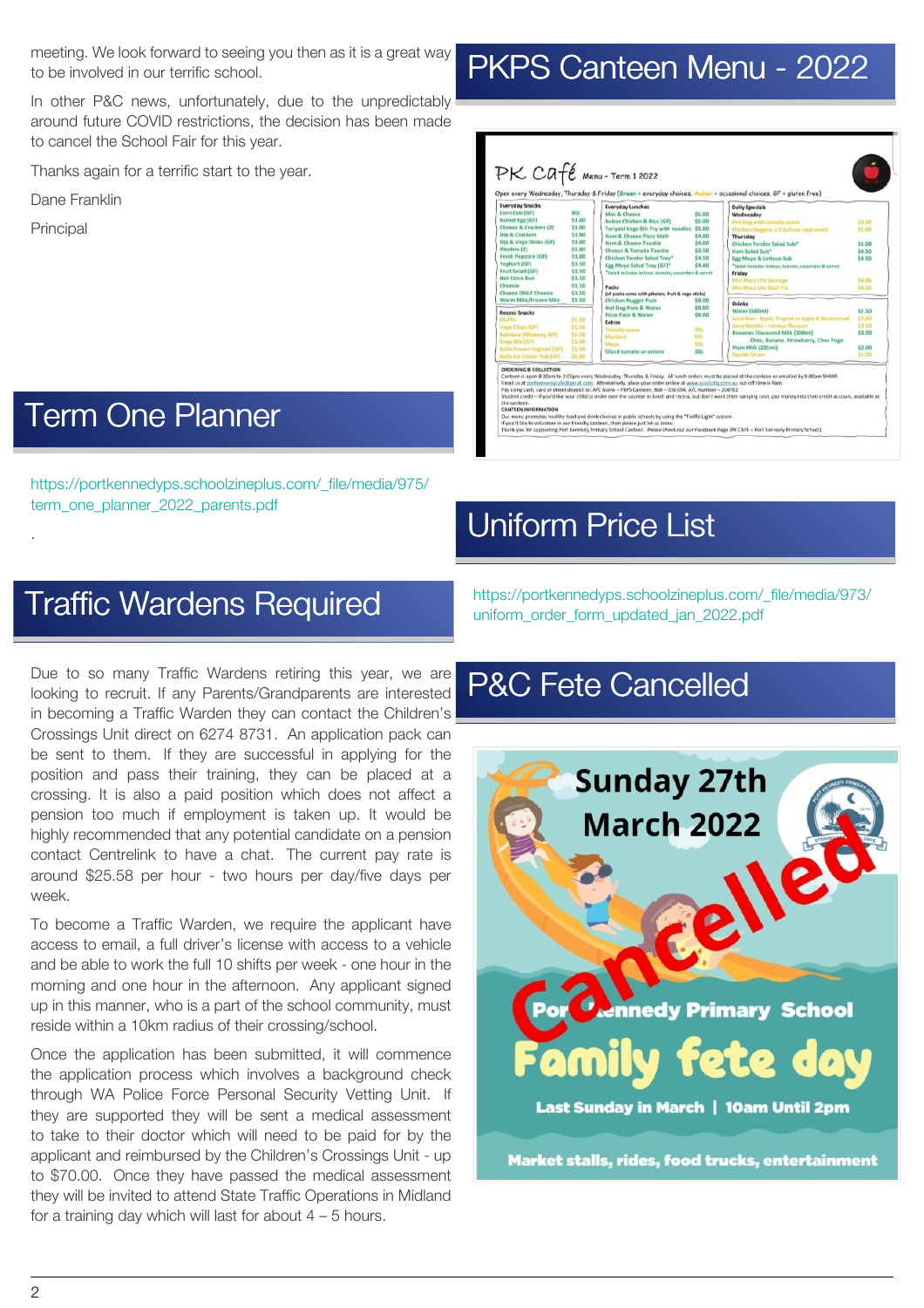meeting. We look forward to seeing you then as it is a great way to be involved in our terrific school.

In other P&C news, unfortunately, due to the unpredictably around future COVID restrictions, the decision has been made to cancel the School Fair for this year.

Thanks again for a terrific start to the year.

Dane Franklin

Principal

## Term One Planner

https://portkennedyps.schoolzineplus.com/_file/media/975/term_one_planner_2022_parents.pdf

.

## Traffic Wardens Required

Due to so many Traffic Wardens retiring this year, we are looking to recruit. If any Parents/Grandparents are interested in becoming a Traffic Warden they can contact the Children's Crossings Unit direct on 6274 8731. An application pack can be sent to them. If they are successful in applying for the position and pass their training, they can be placed at a crossing. It is also a paid position which does not affect a pension too much if employment is taken up. It would be highly recommended that any potential candidate on a pension contact Centrelink to have a chat. The current pay rate is around $25.58 per hour - two hours per day/five days per week.

To become a Traffic Warden, we require the applicant have access to email, a full driver's license with access to a vehicle and be able to work the full 10 shifts per week - one hour in the morning and one hour in the afternoon. Any applicant signed up in this manner, who is a part of the school community, must reside within a 10km radius of their crossing/school.

Once the application has been submitted, it will commence the application process which involves a background check through WA Police Force Personal Security Vetting Unit. If they are supported they will be sent a medical assessment to take to their doctor which will need to be paid for by the applicant and reimbursed by the Children's Crossings Unit - up to $70.00. Once they have passed the medical assessment they will be invited to attend State Traffic Operations in Midland for a training day which will last for about 4 – 5 hours.

## PKPS Canteen Menu - 2022

## Uniform Price List

https://portkennedyps.schoolzineplus.com/_file/media/973/uniform_order_form_updated_jan_2022.pdf

## P&C Fete Cancelled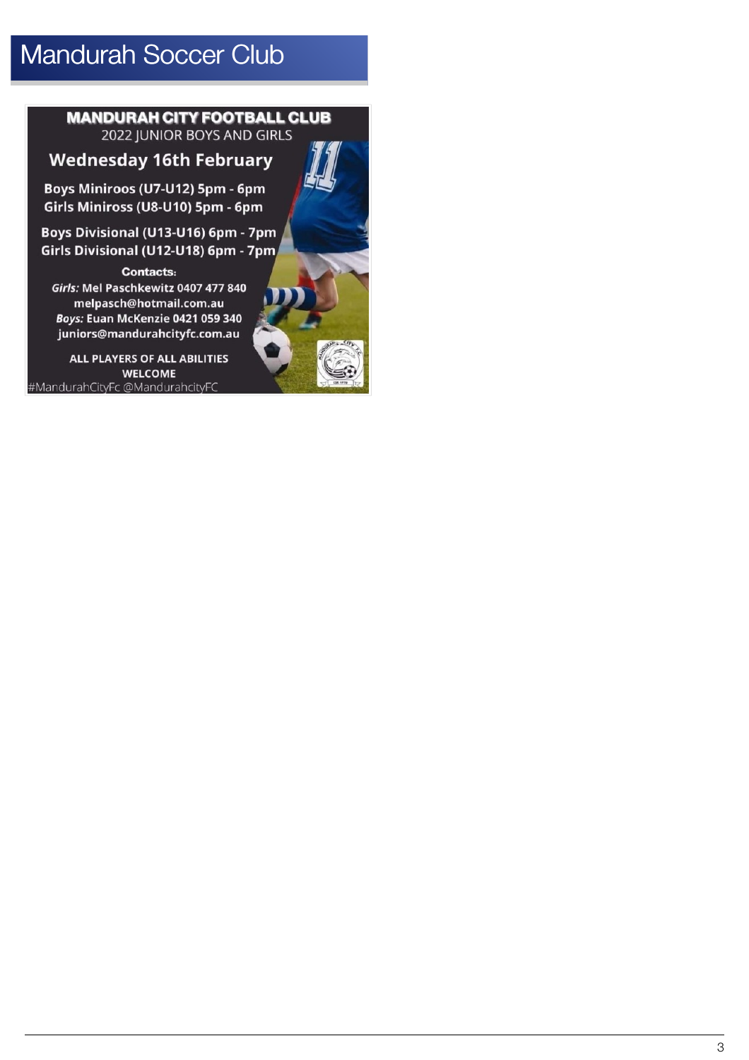# Mandurah Soccer Club

**MANDURAH CITY FOOTBALL CLUB**

2022 JUNIOR BOYS AND GIRLS

**Wednesday 16th February**

**Boys Miniroos (U7-U12) 5pm - 6pm**
**Girls Miniross (U8-U10) 5pm - 6pm**

**Boys Divisional (U13-U16) 6pm - 7pm**
**Girls Divisional (U12-U18) 6pm - 7pm**

**Contacts:**

*Girls:* Mel Paschkewitz 0407 477 840
melpasch@hotmail.com.au
*Boys:* Euan McKenzie 0421 059 340
juniors@mandurahcityfc.com.au

**ALL PLAYERS OF ALL ABILITIES WELCOME**

#MandurahCityFc @MandurahcityFC